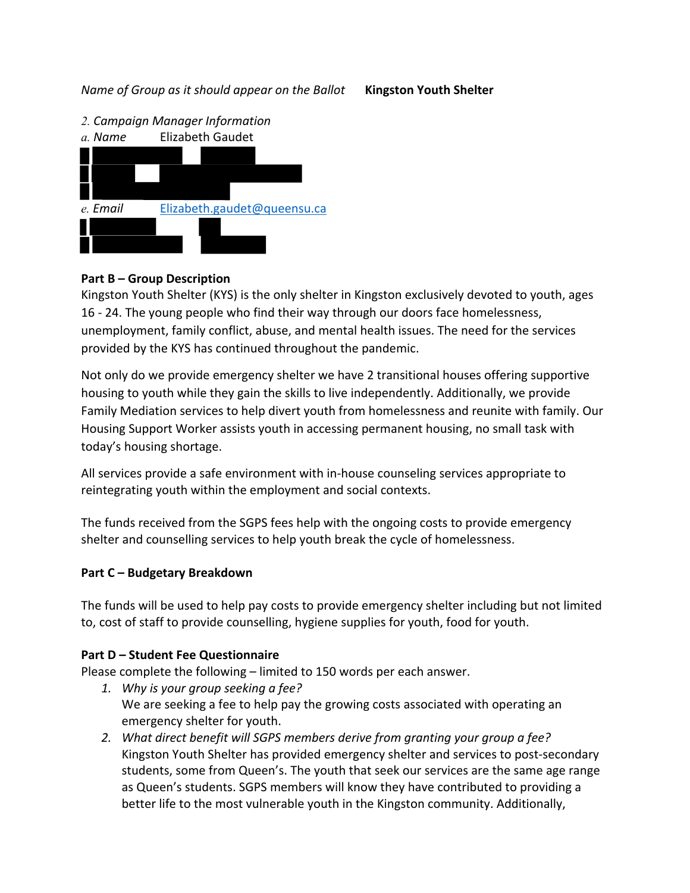*Name of Group as it should appear on the Ballot* **Kingston Youth Shelter**

*2. Campaign Manager Information*

*a. Name* Elizabeth Gaudet

*e. Email* Elizabeth.gaudet@queensu.ca

**Part B – Group Description**

Kingston Youth Shelter (KYS) is the only shelter in Kingston exclusively devoted to youth, ages 16 - 24. The young people who find their way through our doors face homelessness, unemployment, family conflict, abuse, and mental health issues. The need for the services provided by the KYS has continued throughout the pandemic.

Not only do we provide emergency shelter we have 2 transitional houses offering supportive housing to youth while they gain the skills to live independently. Additionally, we provide Family Mediation services to help divert youth from homelessness and reunite with family. Our Housing Support Worker assists youth in accessing permanent housing, no small task with today's housing shortage.

All services provide a safe environment with in-house counseling services appropriate to reintegrating youth within the employment and social contexts.

The funds received from the SGPS fees help with the ongoing costs to provide emergency shelter and counselling services to help youth break the cycle of homelessness.

**Part C – Budgetary Breakdown**

The funds will be used to help pay costs to provide emergency shelter including but not limited to, cost of staff to provide counselling, hygiene supplies for youth, food for youth.

**Part D – Student Fee Questionnaire**

Please complete the following – limited to 150 words per each answer.

1. *Why is your group seeking a fee?*
   We are seeking a fee to help pay the growing costs associated with operating an emergency shelter for youth.
2. *What direct benefit will SGPS members derive from granting your group a fee?*
   Kingston Youth Shelter has provided emergency shelter and services to post-secondary students, some from Queen's. The youth that seek our services are the same age range as Queen's students. SGPS members will know they have contributed to providing a better life to the most vulnerable youth in the Kingston community. Additionally,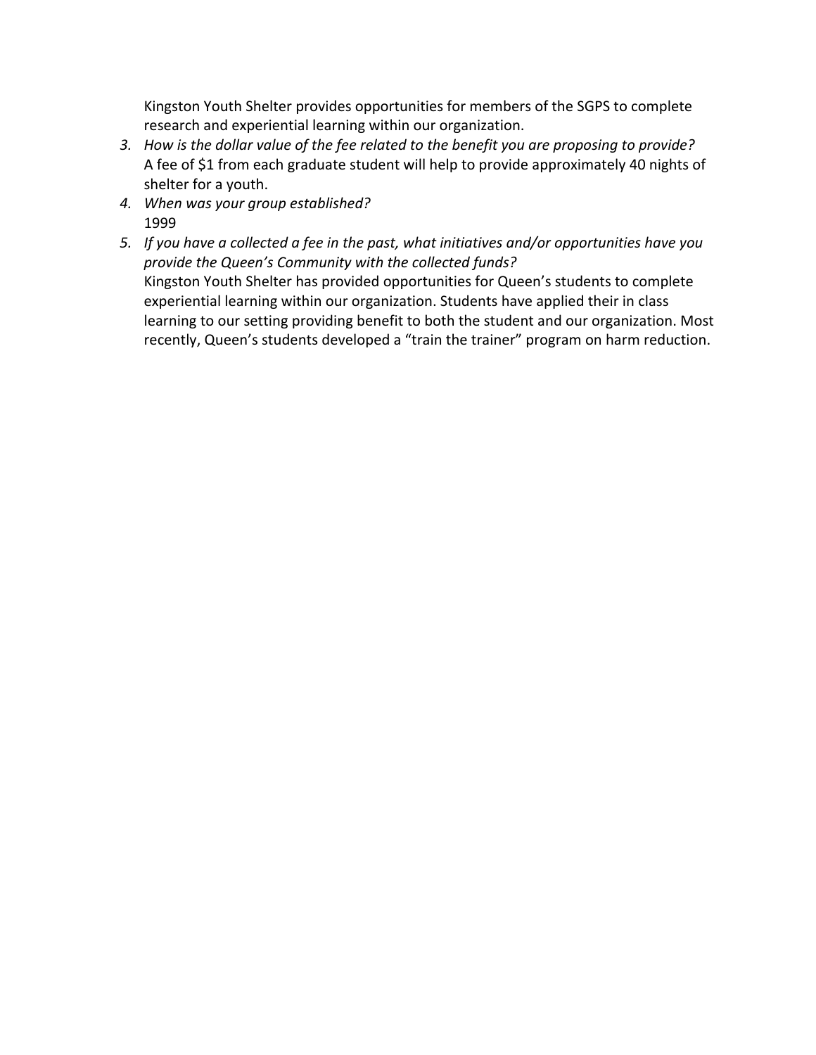Kingston Youth Shelter provides opportunities for members of the SGPS to complete research and experiential learning within our organization.

3. *How is the dollar value of the fee related to the benefit you are proposing to provide?*
   A fee of $1 from each graduate student will help to provide approximately 40 nights of shelter for a youth.
4. *When was your group established?*
   1999
5. *If you have a collected a fee in the past, what initiatives and/or opportunities have you provide the Queen's Community with the collected funds?*
   Kingston Youth Shelter has provided opportunities for Queen's students to complete experiential learning within our organization. Students have applied their in class learning to our setting providing benefit to both the student and our organization. Most recently, Queen's students developed a "train the trainer" program on harm reduction.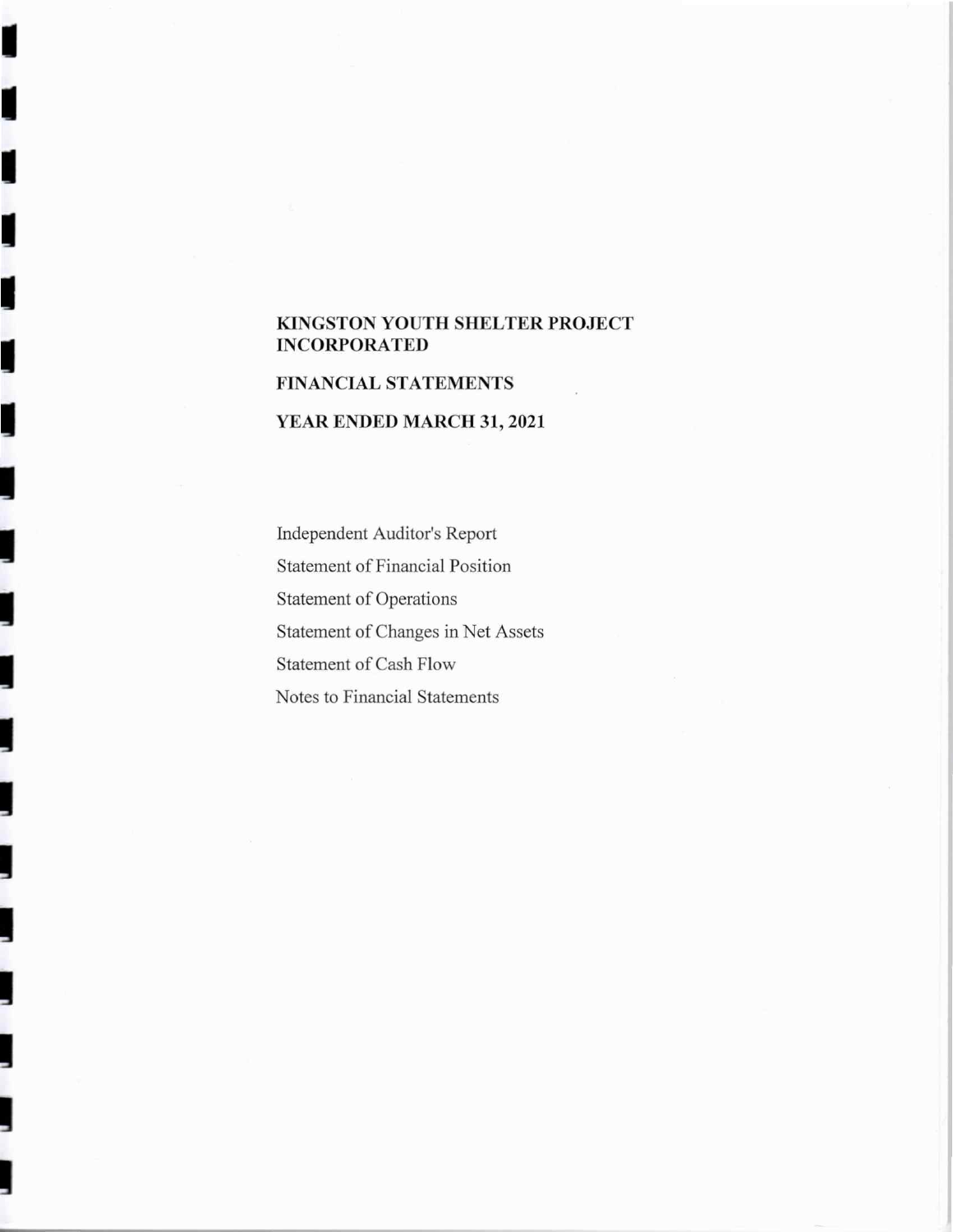**KINGSTON YOUTH SHELTER PROJECT INCORPORATED**

**FINANCIAL STATEMENTS**

**YEAR ENDED MARCH 31, 2021**

Independent Auditor's Report

Statement of Financial Position

Statement of Operations

Statement of Changes in Net Assets

Statement of Cash Flow

Notes to Financial Statements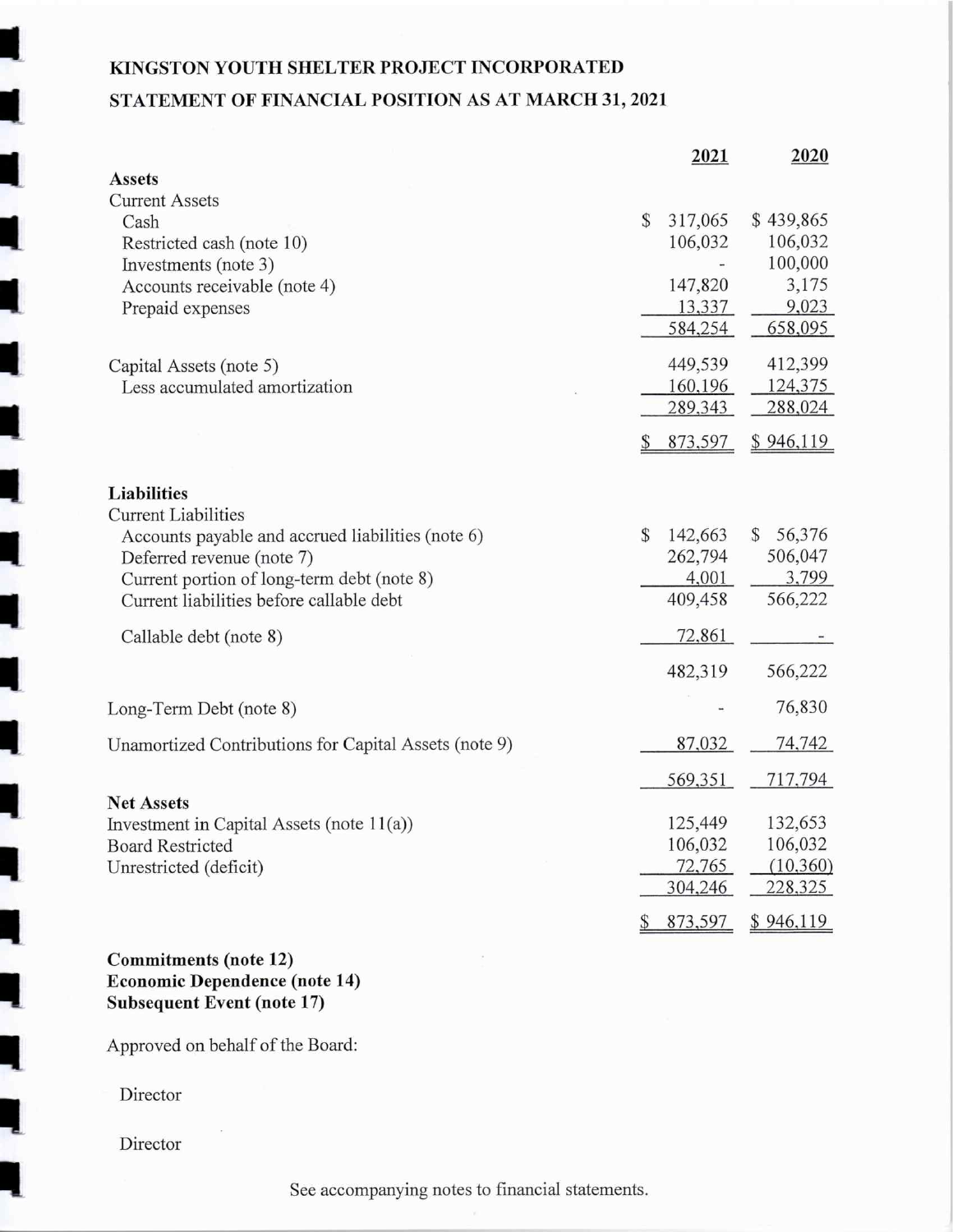**KINGSTON YOUTH SHELTER PROJECT INCORPORATED**

**STATEMENT OF FINANCIAL POSITION AS AT MARCH 31, 2021**

| | 2021 | 2020 |
|---|---|---|
| **Assets** | | |
| Current Assets | | |
| Cash | $ 317,065 | $ 439,865 |
| Restricted cash (note 10) | 106,032 | 106,032 |
| Investments (note 3) | - | 100,000 |
| Accounts receivable (note 4) | 147,820 | 3,175 |
| Prepaid expenses | 13,337 | 9,023 |
| | 584,254 | 658,095 |
| Capital Assets (note 5) | 449,539 | 412,399 |
| Less accumulated amortization | 160,196 | 124,375 |
| | 289,343 | 288,024 |
| | $ 873,597 | $ 946,119 |
| **Liabilities** | | |
| Current Liabilities | | |
| Accounts payable and accrued liabilities (note 6) | $ 142,663 | $ 56,376 |
| Deferred revenue (note 7) | 262,794 | 506,047 |
| Current portion of long-term debt (note 8) | 4,001 | 3,799 |
| Current liabilities before callable debt | 409,458 | 566,222 |
| Callable debt (note 8) | 72,861 | - |
| | 482,319 | 566,222 |
| Long-Term Debt (note 8) | - | 76,830 |
| Unamortized Contributions for Capital Assets (note 9) | 87,032 | 74,742 |
| | 569,351 | 717,794 |
| **Net Assets** | | |
| Investment in Capital Assets (note 11(a)) | 125,449 | 132,653 |
| Board Restricted | 106,032 | 106,032 |
| Unrestricted (deficit) | 72,765 | (10,360) |
| | 304,246 | 228,325 |
| | $ 873,597 | $ 946,119 |

**Commitments (note 12)**
**Economic Dependence (note 14)**
**Subsequent Event (note 17)**

Approved on behalf of the Board:

Director

Director

See accompanying notes to financial statements.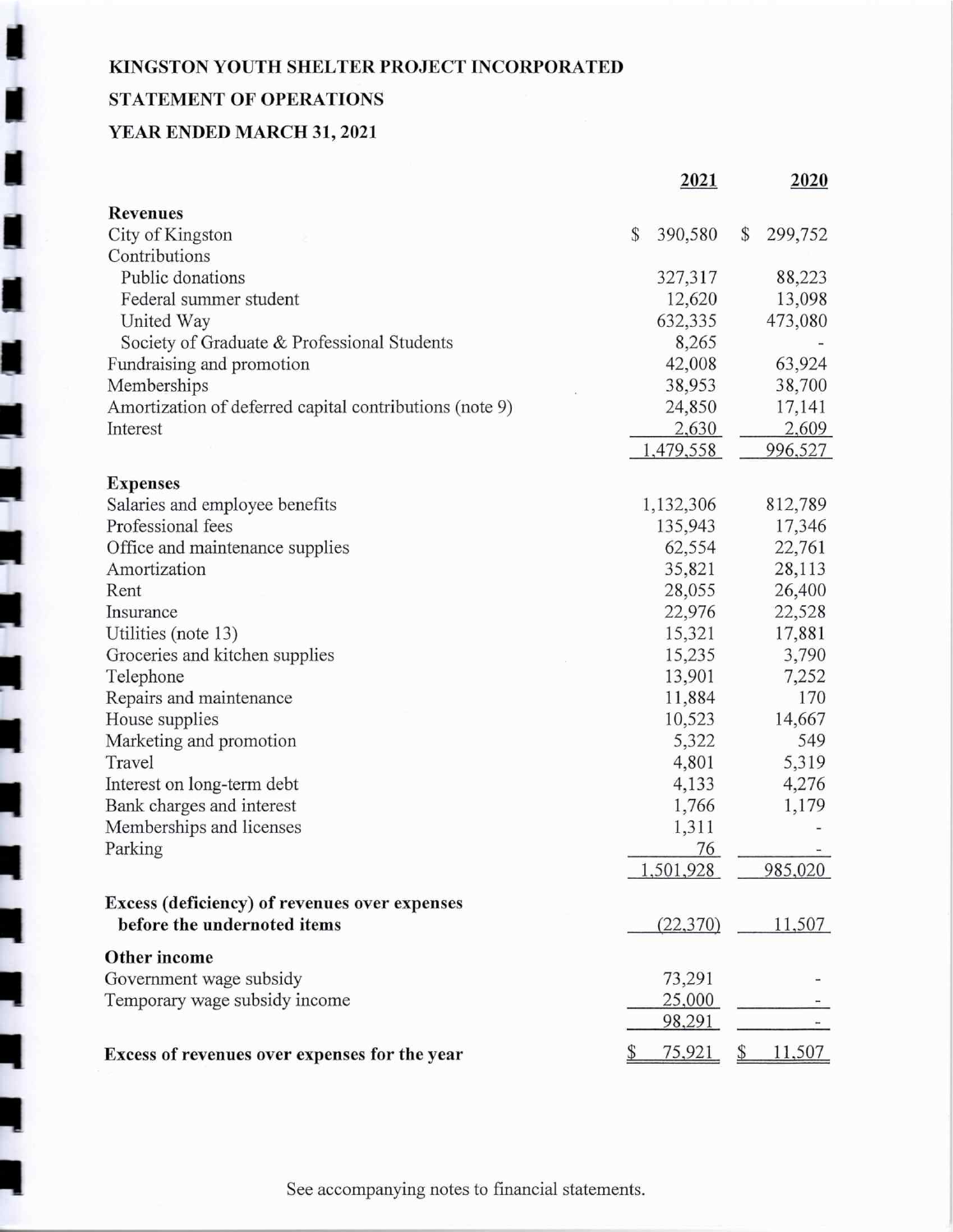**KINGSTON YOUTH SHELTER PROJECT INCORPORATED**

**STATEMENT OF OPERATIONS**

**YEAR ENDED MARCH 31, 2021**

| | 2021 | 2020 |
|---|---|---|
| **Revenues** | | |
| City of Kingston | $ 390,580 | $ 299,752 |
| Contributions | | |
| Public donations | 327,317 | 88,223 |
| Federal summer student | 12,620 | 13,098 |
| United Way | 632,335 | 473,080 |
| Society of Graduate & Professional Students | 8,265 | - |
| Fundraising and promotion | 42,008 | 63,924 |
| Memberships | 38,953 | 38,700 |
| Amortization of deferred capital contributions (note 9) | 24,850 | 17,141 |
| Interest | 2,630 | 2,609 |
| | 1,479,558 | 996,527 |
| **Expenses** | | |
| Salaries and employee benefits | 1,132,306 | 812,789 |
| Professional fees | 135,943 | 17,346 |
| Office and maintenance supplies | 62,554 | 22,761 |
| Amortization | 35,821 | 28,113 |
| Rent | 28,055 | 26,400 |
| Insurance | 22,976 | 22,528 |
| Utilities (note 13) | 15,321 | 17,881 |
| Groceries and kitchen supplies | 15,235 | 3,790 |
| Telephone | 13,901 | 7,252 |
| Repairs and maintenance | 11,884 | 170 |
| House supplies | 10,523 | 14,667 |
| Marketing and promotion | 5,322 | 549 |
| Travel | 4,801 | 5,319 |
| Interest on long-term debt | 4,133 | 4,276 |
| Bank charges and interest | 1,766 | 1,179 |
| Memberships and licenses | 1,311 | - |
| Parking | 76 | - |
| | 1,501,928 | 985,020 |
| **Excess (deficiency) of revenues over expenses before the undernoted items** | (22,370) | 11,507 |
| **Other income** | | |
| Government wage subsidy | 73,291 | - |
| Temporary wage subsidy income | 25,000 | - |
| | 98,291 | - |
| **Excess of revenues over expenses for the year** | $ 75,921 | $ 11,507 |

See accompanying notes to financial statements.